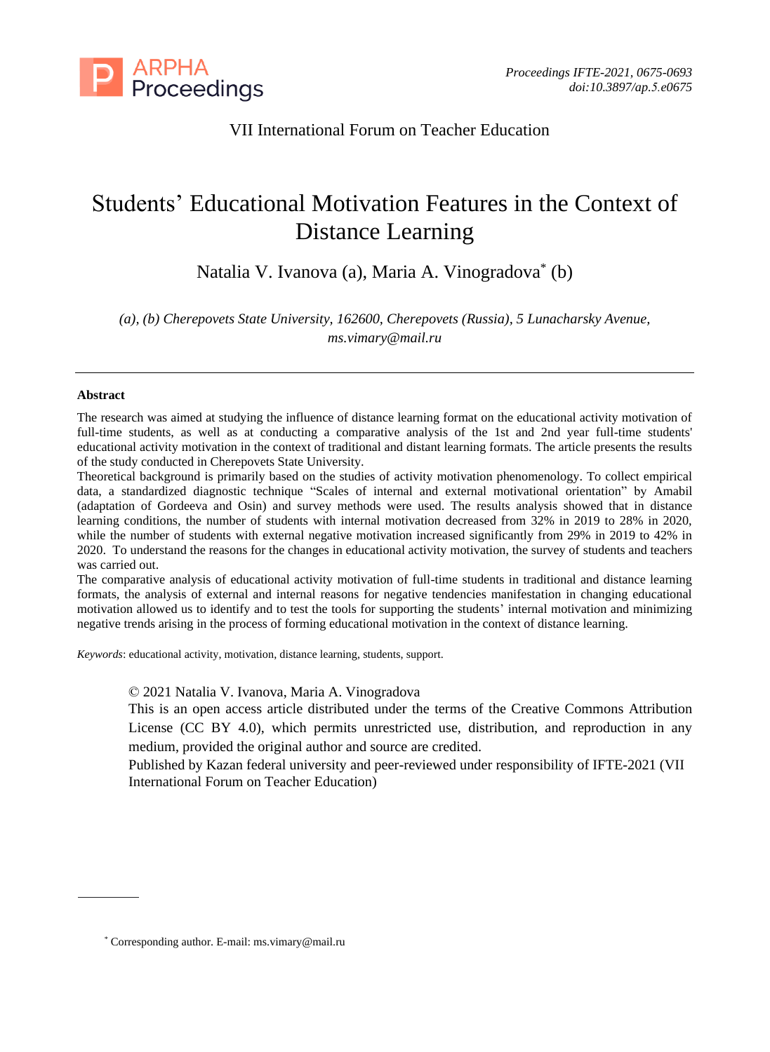VII International Forum on Teacher Education

# Students' Educational Motivation Features in the Context of Distance Learning

Natalia V. Ivanova (a), Maria A. Vinogradova* (b)

*(a), (b) Cherepovets State University, 162600, Cherepovets (Russia), 5 Lunacharsky Avenue, ms.vimary@mail.ru*

---

**Abstract**

The research was aimed at studying the influence of distance learning format on the educational activity motivation of full-time students, as well as at conducting a comparative analysis of the 1st and 2nd year full-time students' educational activity motivation in the context of traditional and distant learning formats. The article presents the results of the study conducted in Cherepovets State University.

Theoretical background is primarily based on the studies of activity motivation phenomenology. To collect empirical data, a standardized diagnostic technique "Scales of internal and external motivational orientation" by Amabil (adaptation of Gordeeva and Osin) and survey methods were used. The results analysis showed that in distance learning conditions, the number of students with internal motivation decreased from 32% in 2019 to 28% in 2020, while the number of students with external negative motivation increased significantly from 29% in 2019 to 42% in 2020. To understand the reasons for the changes in educational activity motivation, the survey of students and teachers was carried out.

The comparative analysis of educational activity motivation of full-time students in traditional and distance learning formats, the analysis of external and internal reasons for negative tendencies manifestation in changing educational motivation allowed us to identify and to test the tools for supporting the students' internal motivation and minimizing negative trends arising in the process of forming educational motivation in the context of distance learning.

*Keywords*: educational activity, motivation, distance learning, students, support.

© 2021 Natalia V. Ivanova, Maria A. Vinogradova
This is an open access article distributed under the terms of the Creative Commons Attribution License (CC BY 4.0), which permits unrestricted use, distribution, and reproduction in any medium, provided the original author and source are credited.
Published by Kazan federal university and peer-reviewed under responsibility of IFTE-2021 (VII International Forum on Teacher Education)

---

* Corresponding author. E-mail: ms.vimary@mail.ru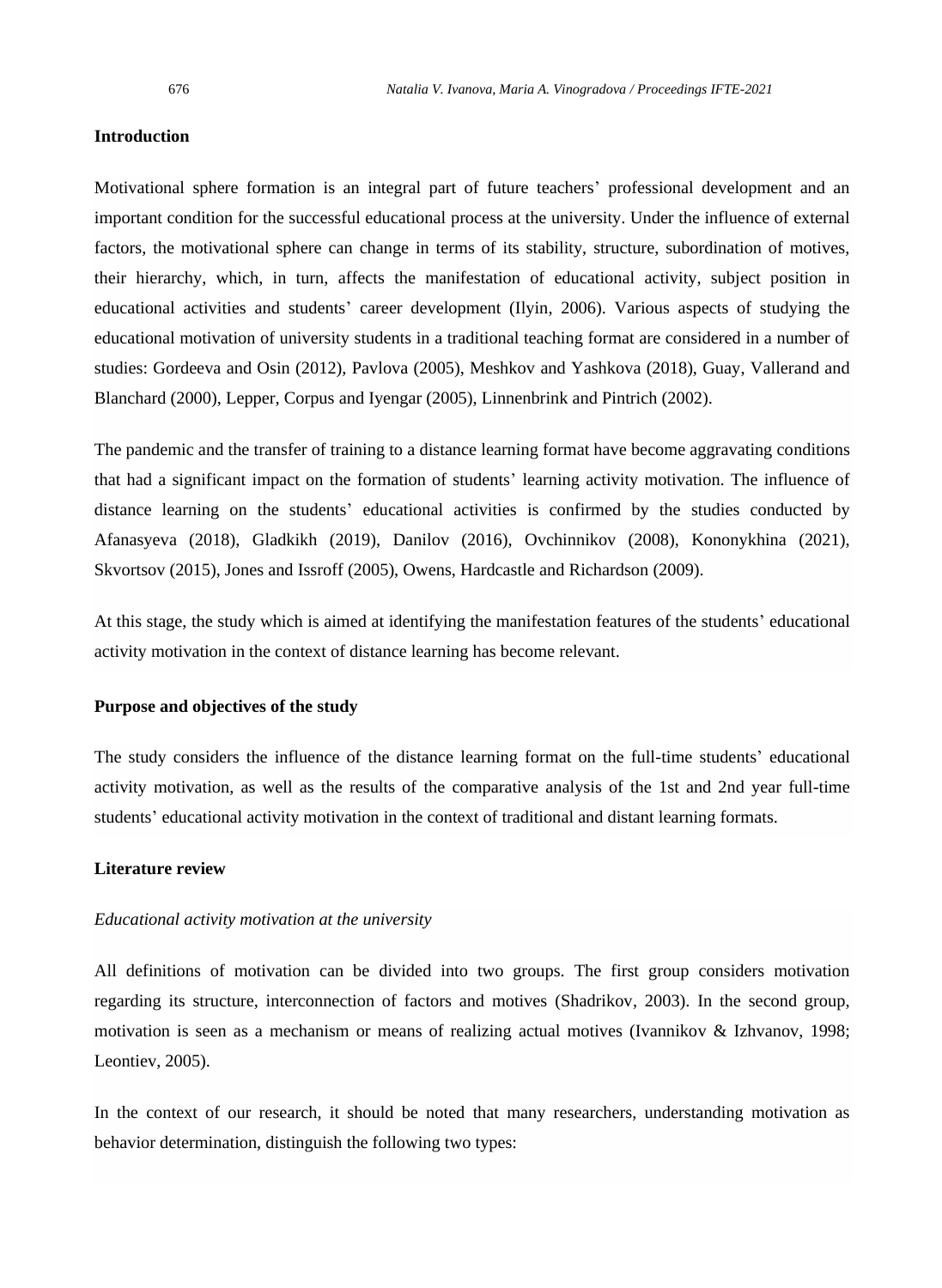## Introduction

Motivational sphere formation is an integral part of future teachers' professional development and an important condition for the successful educational process at the university. Under the influence of external factors, the motivational sphere can change in terms of its stability, structure, subordination of motives, their hierarchy, which, in turn, affects the manifestation of educational activity, subject position in educational activities and students' career development (Ilyin, 2006). Various aspects of studying the educational motivation of university students in a traditional teaching format are considered in a number of studies: Gordeeva and Osin (2012), Pavlova (2005), Meshkov and Yashkova (2018), Guay, Vallerand and Blanchard (2000), Lepper, Corpus and Iyengar (2005), Linnenbrink and Pintrich (2002).

The pandemic and the transfer of training to a distance learning format have become aggravating conditions that had a significant impact on the formation of students' learning activity motivation. The influence of distance learning on the students' educational activities is confirmed by the studies conducted by Afanasyeva (2018), Gladkikh (2019), Danilov (2016), Ovchinnikov (2008), Kononykhina (2021), Skvortsov (2015), Jones and Issroff (2005), Owens, Hardcastle and Richardson (2009).

At this stage, the study which is aimed at identifying the manifestation features of the students' educational activity motivation in the context of distance learning has become relevant.

## Purpose and objectives of the study

The study considers the influence of the distance learning format on the full-time students' educational activity motivation, as well as the results of the comparative analysis of the 1st and 2nd year full-time students' educational activity motivation in the context of traditional and distant learning formats.

## Literature review

### *Educational activity motivation at the university*

All definitions of motivation can be divided into two groups. The first group considers motivation regarding its structure, interconnection of factors and motives (Shadrikov, 2003). In the second group, motivation is seen as a mechanism or means of realizing actual motives (Ivannikov & Izhvanov, 1998; Leontiev, 2005).

In the context of our research, it should be noted that many researchers, understanding motivation as behavior determination, distinguish the following two types: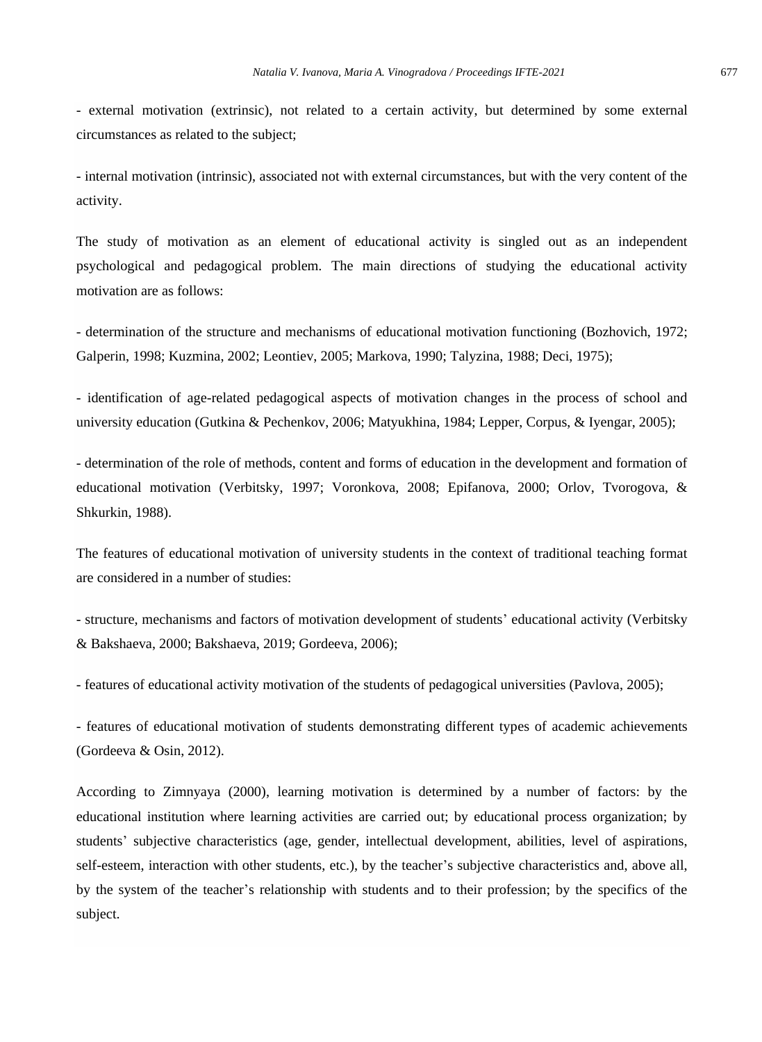- external motivation (extrinsic), not related to a certain activity, but determined by some external circumstances as related to the subject;

- internal motivation (intrinsic), associated not with external circumstances, but with the very content of the activity.

The study of motivation as an element of educational activity is singled out as an independent psychological and pedagogical problem. The main directions of studying the educational activity motivation are as follows:

- determination of the structure and mechanisms of educational motivation functioning (Bozhovich, 1972; Galperin, 1998; Kuzmina, 2002; Leontiev, 2005; Markova, 1990; Talyzina, 1988; Deci, 1975);

- identification of age-related pedagogical aspects of motivation changes in the process of school and university education (Gutkina & Pechenkov, 2006; Matyukhina, 1984; Lepper, Corpus, & Iyengar, 2005);

- determination of the role of methods, content and forms of education in the development and formation of educational motivation (Verbitsky, 1997; Voronkova, 2008; Epifanova, 2000; Orlov, Tvorogova, & Shkurkin, 1988).

The features of educational motivation of university students in the context of traditional teaching format are considered in a number of studies:

- structure, mechanisms and factors of motivation development of students' educational activity (Verbitsky & Bakshaeva, 2000; Bakshaeva, 2019; Gordeeva, 2006);

- features of educational activity motivation of the students of pedagogical universities (Pavlova, 2005);

- features of educational motivation of students demonstrating different types of academic achievements (Gordeeva & Osin, 2012).

According to Zimnyaya (2000), learning motivation is determined by a number of factors: by the educational institution where learning activities are carried out; by educational process organization; by students' subjective characteristics (age, gender, intellectual development, abilities, level of aspirations, self-esteem, interaction with other students, etc.), by the teacher's subjective characteristics and, above all, by the system of the teacher's relationship with students and to their profession; by the specifics of the subject.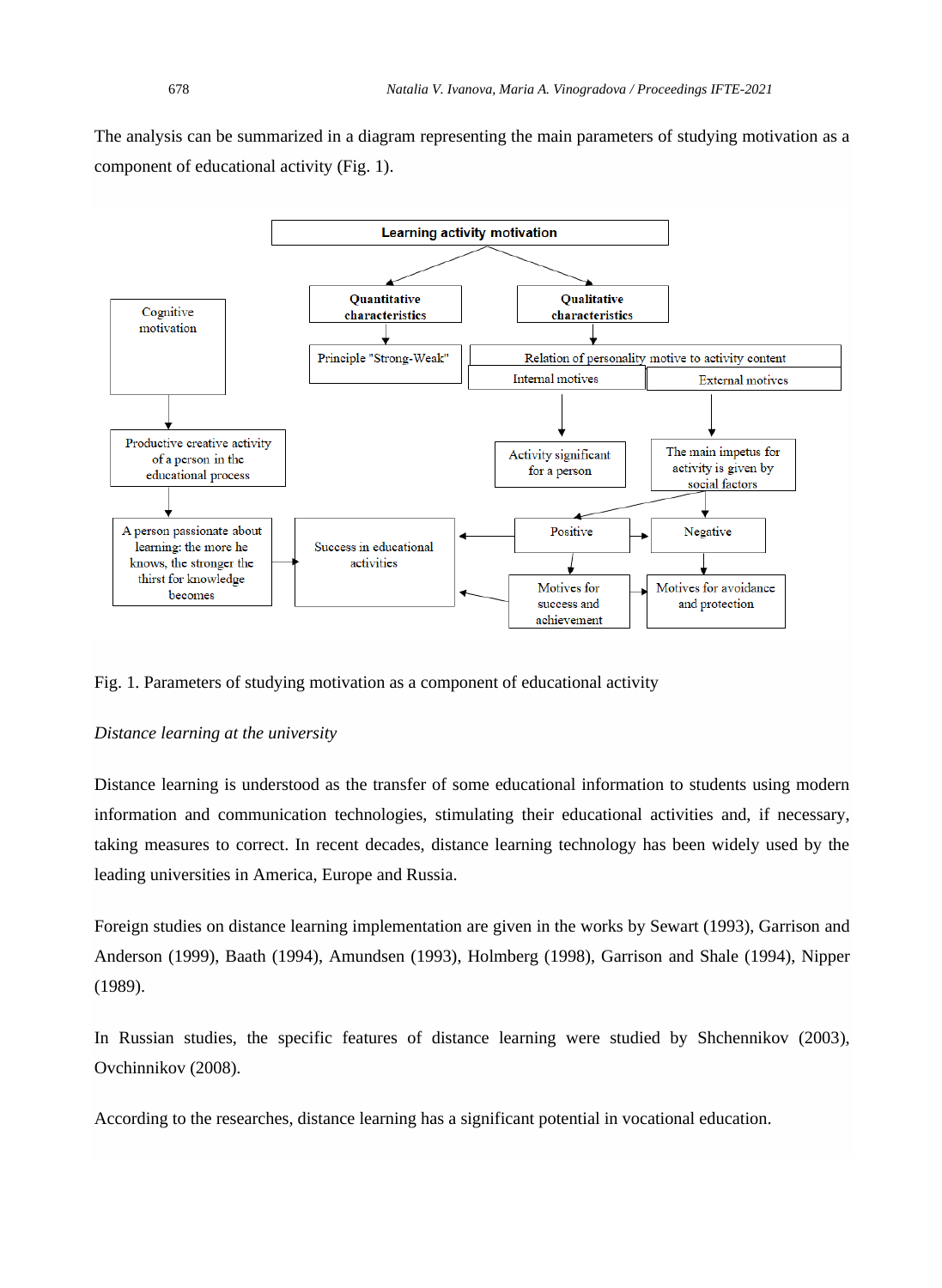The analysis can be summarized in a diagram representing the main parameters of studying motivation as a component of educational activity (Fig. 1).

Fig. 1. Parameters of studying motivation as a component of educational activity

*Distance learning at the university*

Distance learning is understood as the transfer of some educational information to students using modern information and communication technologies, stimulating their educational activities and, if necessary, taking measures to correct. In recent decades, distance learning technology has been widely used by the leading universities in America, Europe and Russia.

Foreign studies on distance learning implementation are given in the works by Sewart (1993), Garrison and Anderson (1999), Baath (1994), Amundsen (1993), Holmberg (1998), Garrison and Shale (1994), Nipper (1989).

In Russian studies, the specific features of distance learning were studied by Shchennikov (2003), Ovchinnikov (2008).

According to the researches, distance learning has a significant potential in vocational education.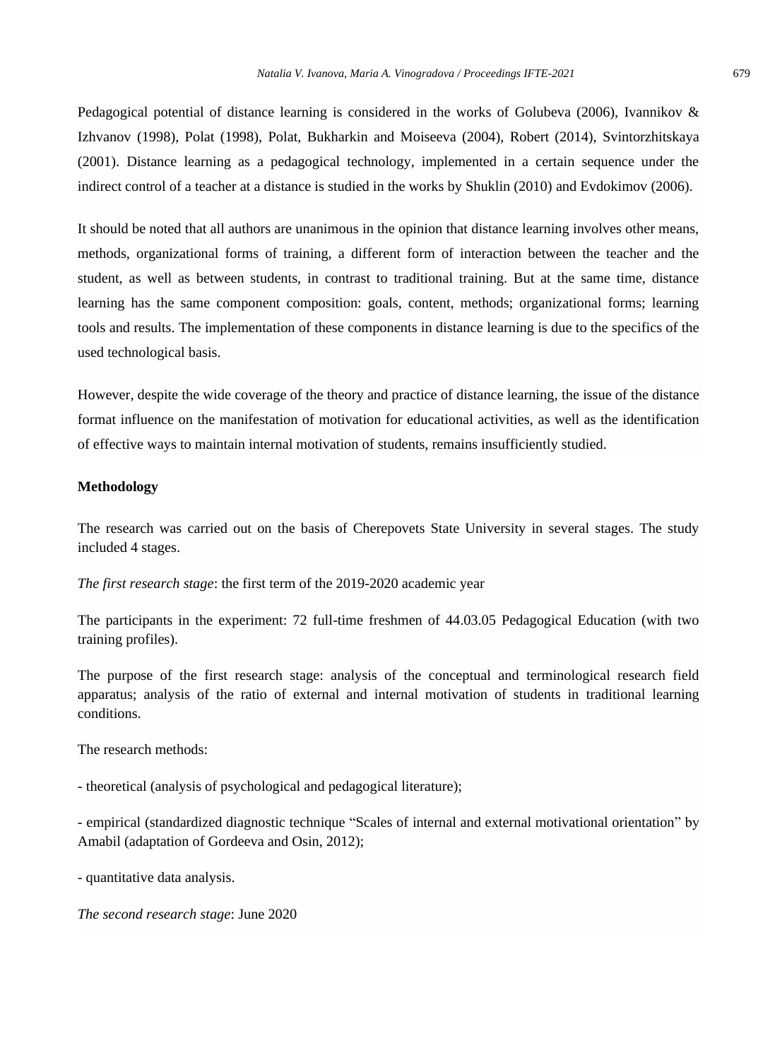Pedagogical potential of distance learning is considered in the works of Golubeva (2006), Ivannikov & Izhvanov (1998), Polat (1998), Polat, Bukharkin and Moiseeva (2004), Robert (2014), Svintorzhitskaya (2001). Distance learning as a pedagogical technology, implemented in a certain sequence under the indirect control of a teacher at a distance is studied in the works by Shuklin (2010) and Evdokimov (2006).

It should be noted that all authors are unanimous in the opinion that distance learning involves other means, methods, organizational forms of training, a different form of interaction between the teacher and the student, as well as between students, in contrast to traditional training. But at the same time, distance learning has the same component composition: goals, content, methods; organizational forms; learning tools and results. The implementation of these components in distance learning is due to the specifics of the used technological basis.

However, despite the wide coverage of the theory and practice of distance learning, the issue of the distance format influence on the manifestation of motivation for educational activities, as well as the identification of effective ways to maintain internal motivation of students, remains insufficiently studied.

## Methodology

The research was carried out on the basis of Cherepovets State University in several stages. The study included 4 stages.

*The first research stage*: the first term of the 2019-2020 academic year

The participants in the experiment: 72 full-time freshmen of 44.03.05 Pedagogical Education (with two training profiles).

The purpose of the first research stage: analysis of the conceptual and terminological research field apparatus; analysis of the ratio of external and internal motivation of students in traditional learning conditions.

The research methods:

- theoretical (analysis of psychological and pedagogical literature);

- empirical (standardized diagnostic technique "Scales of internal and external motivational orientation" by Amabil (adaptation of Gordeeva and Osin, 2012);

- quantitative data analysis.

*The second research stage*: June 2020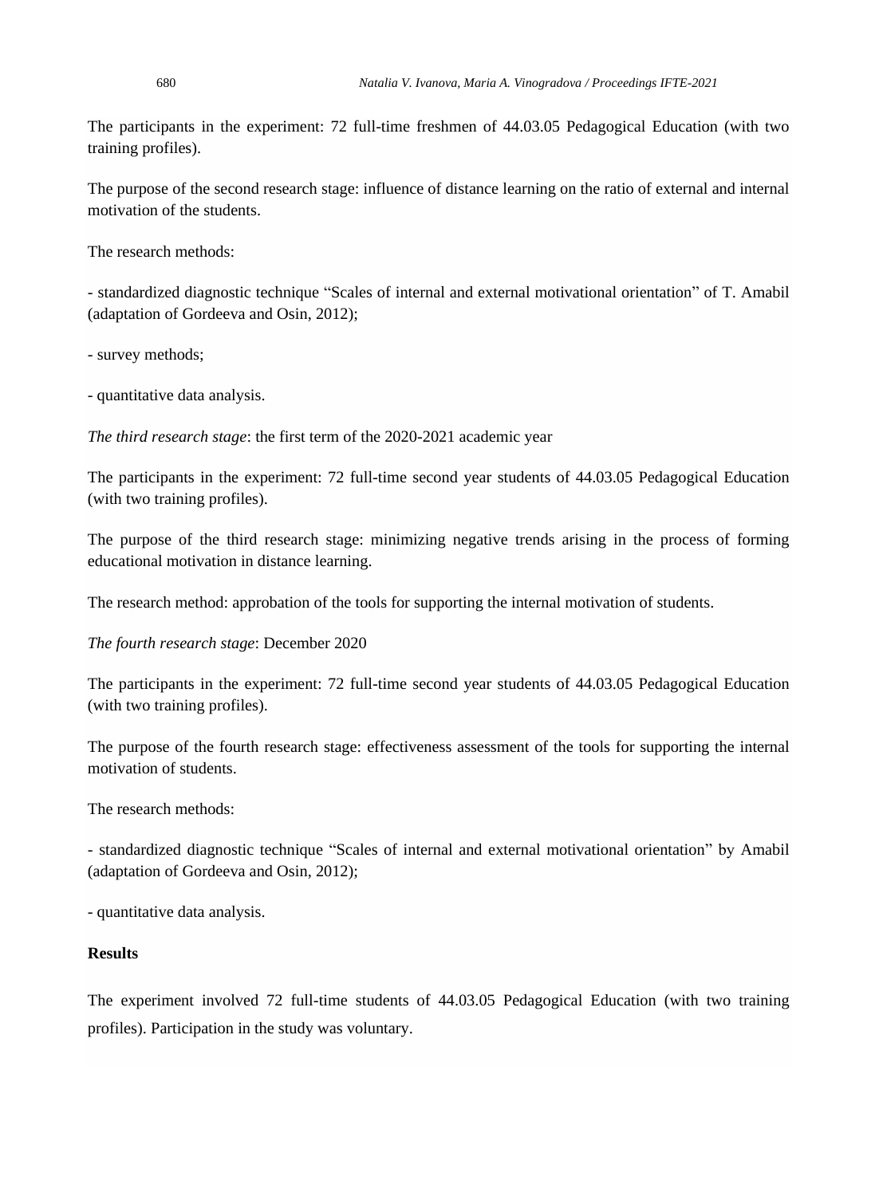The participants in the experiment: 72 full-time freshmen of 44.03.05 Pedagogical Education (with two training profiles).

The purpose of the second research stage: influence of distance learning on the ratio of external and internal motivation of the students.

The research methods:

- standardized diagnostic technique “Scales of internal and external motivational orientation” of T. Amabil (adaptation of Gordeeva and Osin, 2012);

- survey methods;

- quantitative data analysis.

*The third research stage*: the first term of the 2020-2021 academic year

The participants in the experiment: 72 full-time second year students of 44.03.05 Pedagogical Education (with two training profiles).

The purpose of the third research stage: minimizing negative trends arising in the process of forming educational motivation in distance learning.

The research method: approbation of the tools for supporting the internal motivation of students.

*The fourth research stage*: December 2020

The participants in the experiment: 72 full-time second year students of 44.03.05 Pedagogical Education (with two training profiles).

The purpose of the fourth research stage: effectiveness assessment of the tools for supporting the internal motivation of students.

The research methods:

- standardized diagnostic technique “Scales of internal and external motivational orientation” by Amabil (adaptation of Gordeeva and Osin, 2012);

- quantitative data analysis.

**Results**

The experiment involved 72 full-time students of 44.03.05 Pedagogical Education (with two training profiles). Participation in the study was voluntary.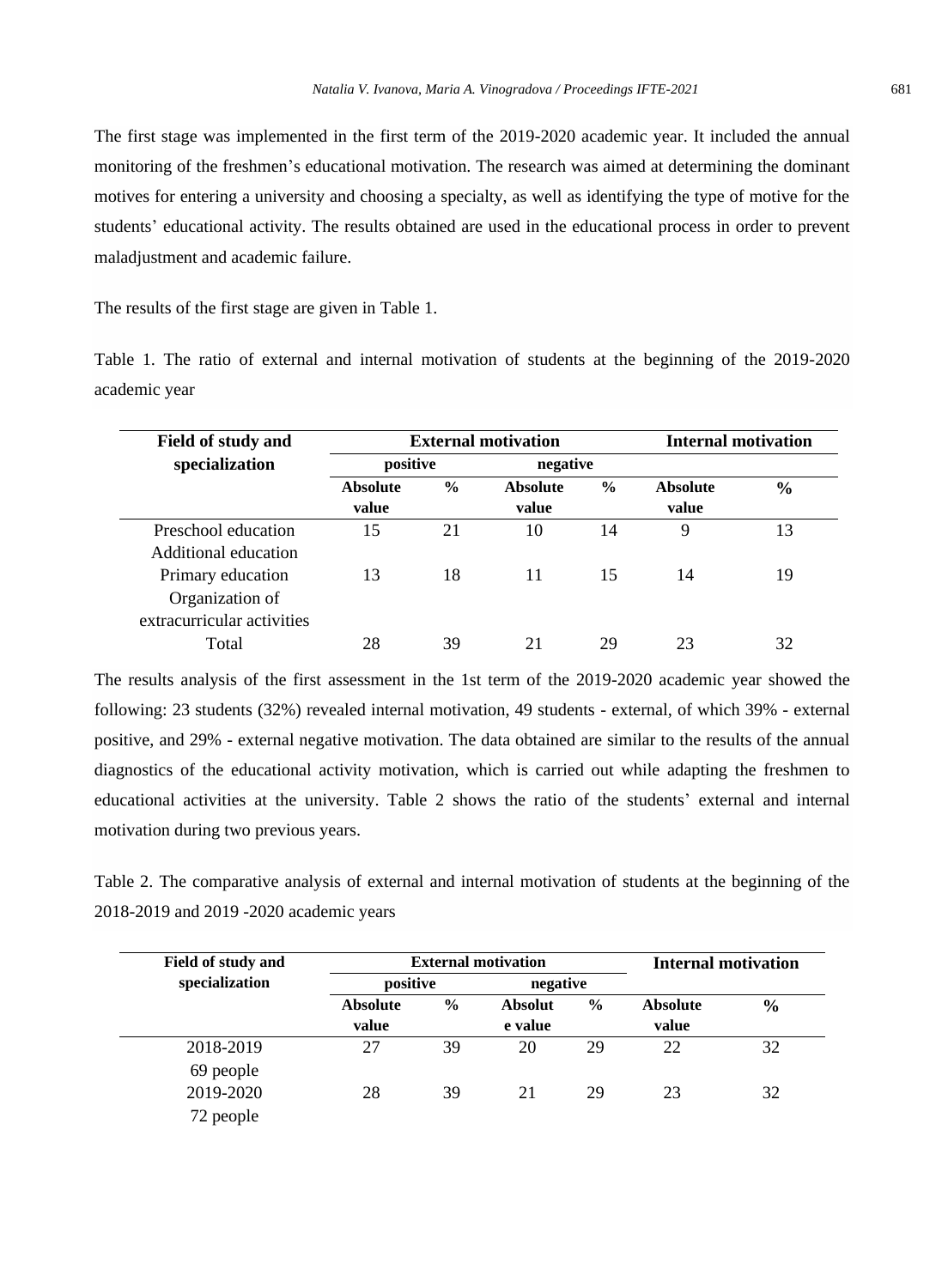The first stage was implemented in the first term of the 2019-2020 academic year. It included the annual monitoring of the freshmen's educational motivation. The research was aimed at determining the dominant motives for entering a university and choosing a specialty, as well as identifying the type of motive for the students' educational activity. The results obtained are used in the educational process in order to prevent maladjustment and academic failure.

The results of the first stage are given in Table 1.

Table 1. The ratio of external and internal motivation of students at the beginning of the 2019-2020 academic year

| Field of study and specialization | External motivation | | | | Internal motivation | |
|---|---|---|---|---|---|---|
| | positive | | negative | | | |
| | Absolute value | % | Absolute value | % | Absolute value | % |
| Preschool education<br>Additional education | 15 | 21 | 10 | 14 | 9 | 13 |
| Primary education<br>Organization of extracurricular activities | 13 | 18 | 11 | 15 | 14 | 19 |
| Total | 28 | 39 | 21 | 29 | 23 | 32 |

The results analysis of the first assessment in the 1st term of the 2019-2020 academic year showed the following: 23 students (32%) revealed internal motivation, 49 students - external, of which 39% - external positive, and 29% - external negative motivation. The data obtained are similar to the results of the annual diagnostics of the educational activity motivation, which is carried out while adapting the freshmen to educational activities at the university. Table 2 shows the ratio of the students' external and internal motivation during two previous years.

Table 2. The comparative analysis of external and internal motivation of students at the beginning of the 2018-2019 and 2019 -2020 academic years

| Field of study and specialization | External motivation | | | | Internal motivation | |
|---|---|---|---|---|---|---|
| | positive | | negative | | | |
| | Absolute value | % | Absolute value | % | Absolute value | % |
| 2018-2019<br>69 people | 27 | 39 | 20 | 29 | 22 | 32 |
| 2019-2020<br>72 people | 28 | 39 | 21 | 29 | 23 | 32 |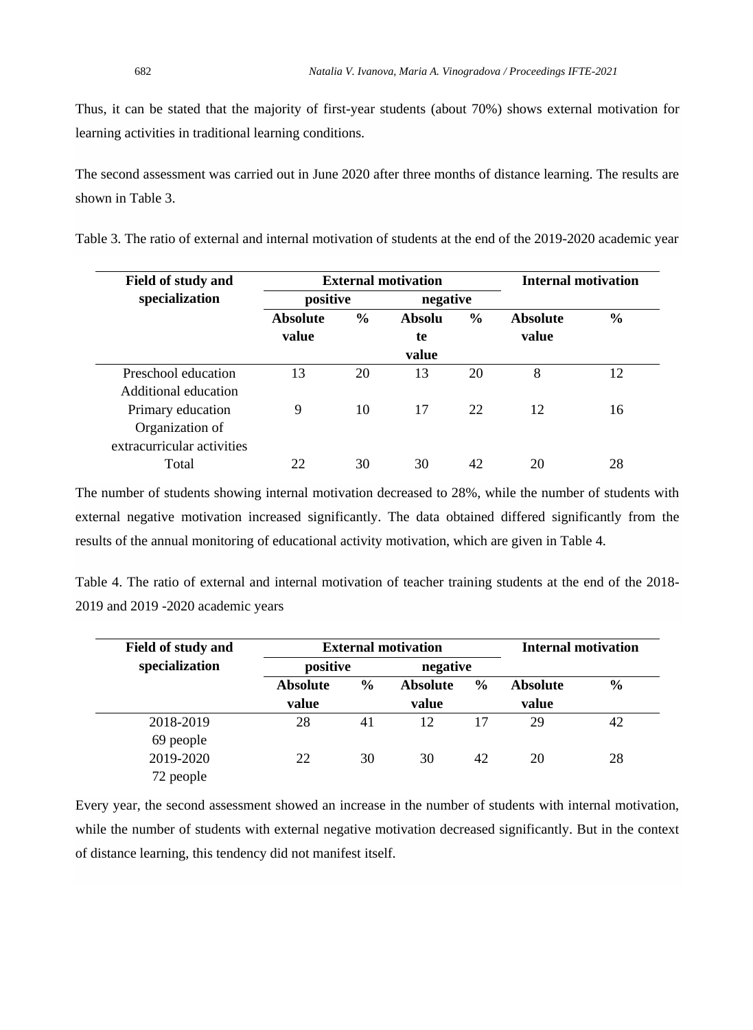Thus, it can be stated that the majority of first-year students (about 70%) shows external motivation for learning activities in traditional learning conditions.

The second assessment was carried out in June 2020 after three months of distance learning. The results are shown in Table 3.

Table 3. The ratio of external and internal motivation of students at the end of the 2019-2020 academic year

| Field of study and specialization | External motivation | | | | Internal motivation | |
|---|---|---|---|---|---|---|
| | positive | | negative | | | |
| | Absolute value | % | Absolute value | % | Absolute value | % |
| Preschool education Additional education | 13 | 20 | 13 | 20 | 8 | 12 |
| Primary education Organization of extracurricular activities | 9 | 10 | 17 | 22 | 12 | 16 |
| Total | 22 | 30 | 30 | 42 | 20 | 28 |

The number of students showing internal motivation decreased to 28%, while the number of students with external negative motivation increased significantly. The data obtained differed significantly from the results of the annual monitoring of educational activity motivation, which are given in Table 4.

Table 4. The ratio of external and internal motivation of teacher training students at the end of the 2018-2019 and 2019 -2020 academic years

| Field of study and specialization | External motivation | | | | Internal motivation | |
|---|---|---|---|---|---|---|
| | positive | | negative | | | |
| | Absolute value | % | Absolute value | % | Absolute value | % |
| 2018-2019 69 people | 28 | 41 | 12 | 17 | 29 | 42 |
| 2019-2020 72 people | 22 | 30 | 30 | 42 | 20 | 28 |

Every year, the second assessment showed an increase in the number of students with internal motivation, while the number of students with external negative motivation decreased significantly. But in the context of distance learning, this tendency did not manifest itself.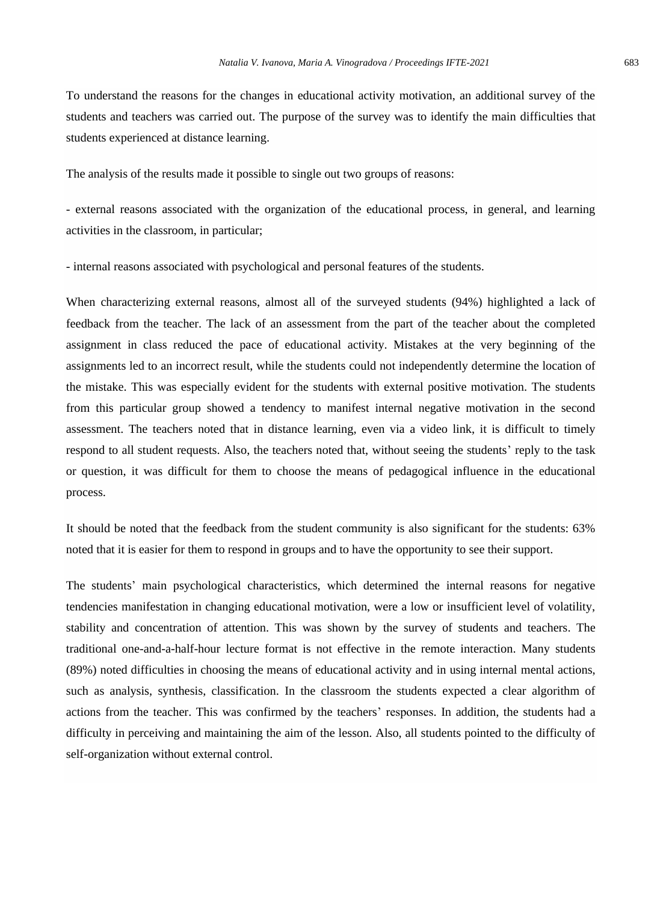To understand the reasons for the changes in educational activity motivation, an additional survey of the students and teachers was carried out. The purpose of the survey was to identify the main difficulties that students experienced at distance learning.

The analysis of the results made it possible to single out two groups of reasons:

- external reasons associated with the organization of the educational process, in general, and learning activities in the classroom, in particular;

- internal reasons associated with psychological and personal features of the students.

When characterizing external reasons, almost all of the surveyed students (94%) highlighted a lack of feedback from the teacher. The lack of an assessment from the part of the teacher about the completed assignment in class reduced the pace of educational activity. Mistakes at the very beginning of the assignments led to an incorrect result, while the students could not independently determine the location of the mistake. This was especially evident for the students with external positive motivation. The students from this particular group showed a tendency to manifest internal negative motivation in the second assessment. The teachers noted that in distance learning, even via a video link, it is difficult to timely respond to all student requests. Also, the teachers noted that, without seeing the students' reply to the task or question, it was difficult for them to choose the means of pedagogical influence in the educational process.

It should be noted that the feedback from the student community is also significant for the students: 63% noted that it is easier for them to respond in groups and to have the opportunity to see their support.

The students' main psychological characteristics, which determined the internal reasons for negative tendencies manifestation in changing educational motivation, were a low or insufficient level of volatility, stability and concentration of attention. This was shown by the survey of students and teachers. The traditional one-and-a-half-hour lecture format is not effective in the remote interaction. Many students (89%) noted difficulties in choosing the means of educational activity and in using internal mental actions, such as analysis, synthesis, classification. In the classroom the students expected a clear algorithm of actions from the teacher. This was confirmed by the teachers' responses. In addition, the students had a difficulty in perceiving and maintaining the aim of the lesson. Also, all students pointed to the difficulty of self-organization without external control.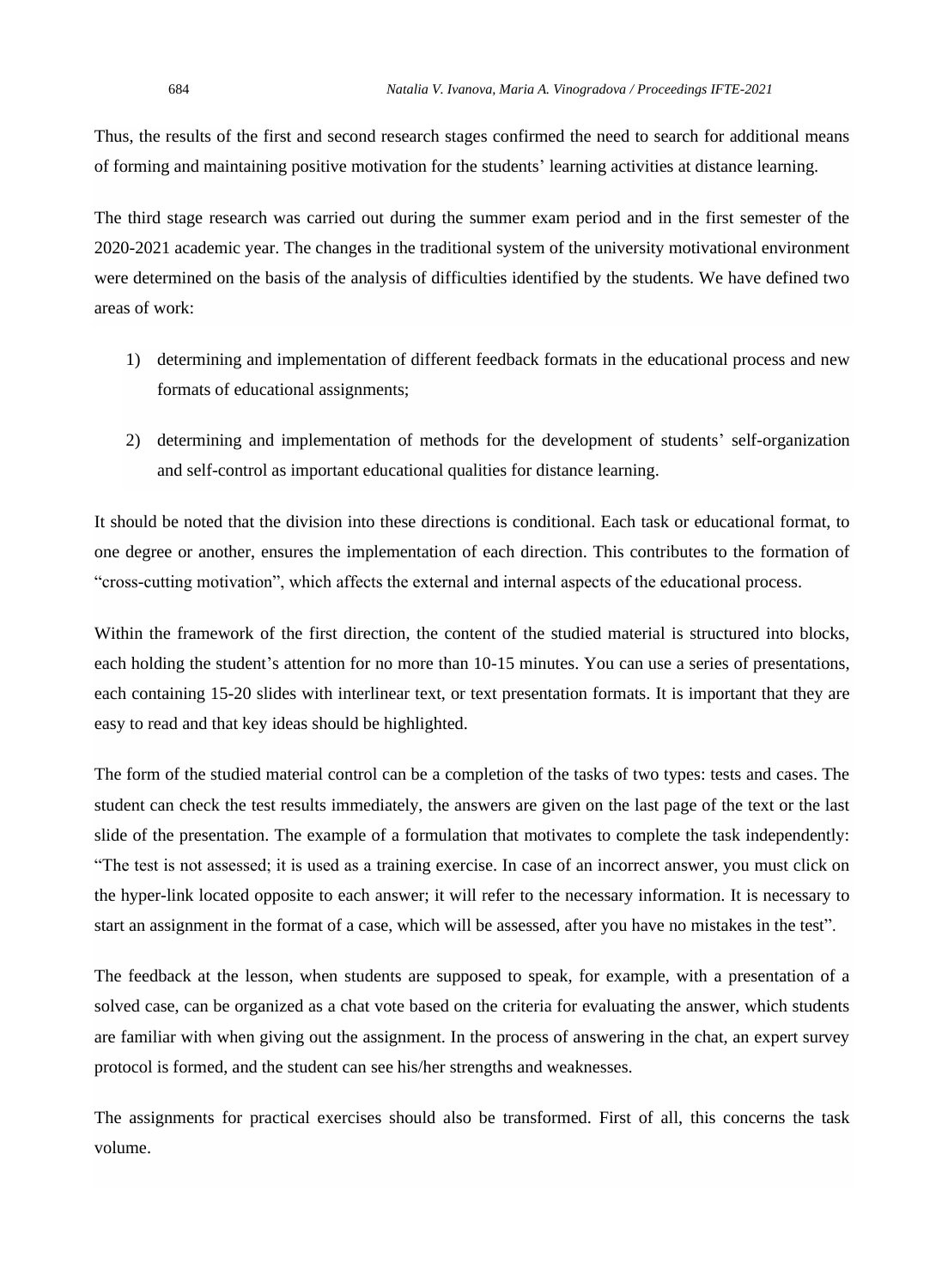Thus, the results of the first and second research stages confirmed the need to search for additional means of forming and maintaining positive motivation for the students' learning activities at distance learning.

The third stage research was carried out during the summer exam period and in the first semester of the 2020-2021 academic year. The changes in the traditional system of the university motivational environment were determined on the basis of the analysis of difficulties identified by the students. We have defined two areas of work:

1) determining and implementation of different feedback formats in the educational process and new formats of educational assignments;

2) determining and implementation of methods for the development of students' self-organization and self-control as important educational qualities for distance learning.

It should be noted that the division into these directions is conditional. Each task or educational format, to one degree or another, ensures the implementation of each direction. This contributes to the formation of "cross-cutting motivation", which affects the external and internal aspects of the educational process.

Within the framework of the first direction, the content of the studied material is structured into blocks, each holding the student's attention for no more than 10-15 minutes. You can use a series of presentations, each containing 15-20 slides with interlinear text, or text presentation formats. It is important that they are easy to read and that key ideas should be highlighted.

The form of the studied material control can be a completion of the tasks of two types: tests and cases. The student can check the test results immediately, the answers are given on the last page of the text or the last slide of the presentation. The example of a formulation that motivates to complete the task independently: "The test is not assessed; it is used as a training exercise. In case of an incorrect answer, you must click on the hyper-link located opposite to each answer; it will refer to the necessary information. It is necessary to start an assignment in the format of a case, which will be assessed, after you have no mistakes in the test".

The feedback at the lesson, when students are supposed to speak, for example, with a presentation of a solved case, can be organized as a chat vote based on the criteria for evaluating the answer, which students are familiar with when giving out the assignment. In the process of answering in the chat, an expert survey protocol is formed, and the student can see his/her strengths and weaknesses.

The assignments for practical exercises should also be transformed. First of all, this concerns the task volume.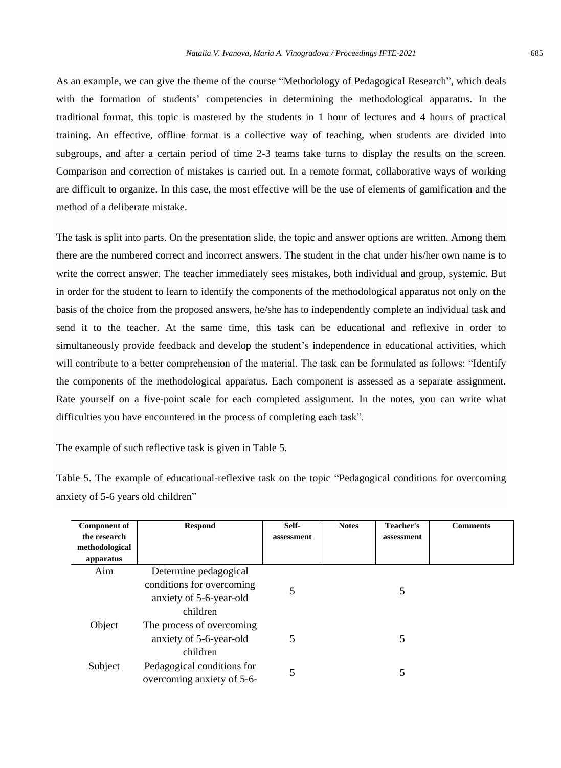As an example, we can give the theme of the course “Methodology of Pedagogical Research”, which deals with the formation of students’ competencies in determining the methodological apparatus. In the traditional format, this topic is mastered by the students in 1 hour of lectures and 4 hours of practical training. An effective, offline format is a collective way of teaching, when students are divided into subgroups, and after a certain period of time 2-3 teams take turns to display the results on the screen. Comparison and correction of mistakes is carried out. In a remote format, collaborative ways of working are difficult to organize. In this case, the most effective will be the use of elements of gamification and the method of a deliberate mistake.

The task is split into parts. On the presentation slide, the topic and answer options are written. Among them there are the numbered correct and incorrect answers. The student in the chat under his/her own name is to write the correct answer. The teacher immediately sees mistakes, both individual and group, systemic. But in order for the student to learn to identify the components of the methodological apparatus not only on the basis of the choice from the proposed answers, he/she has to independently complete an individual task and send it to the teacher. At the same time, this task can be educational and reflexive in order to simultaneously provide feedback and develop the student’s independence in educational activities, which will contribute to a better comprehension of the material. The task can be formulated as follows: “Identify the components of the methodological apparatus. Each component is assessed as a separate assignment. Rate yourself on a five-point scale for each completed assignment. In the notes, you can write what difficulties you have encountered in the process of completing each task”.

The example of such reflective task is given in Table 5.

Table 5. The example of educational-reflexive task on the topic “Pedagogical conditions for overcoming anxiety of 5-6 years old children”

| Component of the research methodological apparatus | Respond | Self-assessment | Notes | Teacher's assessment | Comments |
|---|---|---|---|---|---|
| Aim | Determine pedagogical conditions for overcoming anxiety of 5-6-year-old children | 5 | | 5 | |
| Object | The process of overcoming anxiety of 5-6-year-old children | 5 | | 5 | |
| Subject | Pedagogical conditions for overcoming anxiety of 5-6- | 5 | | 5 | |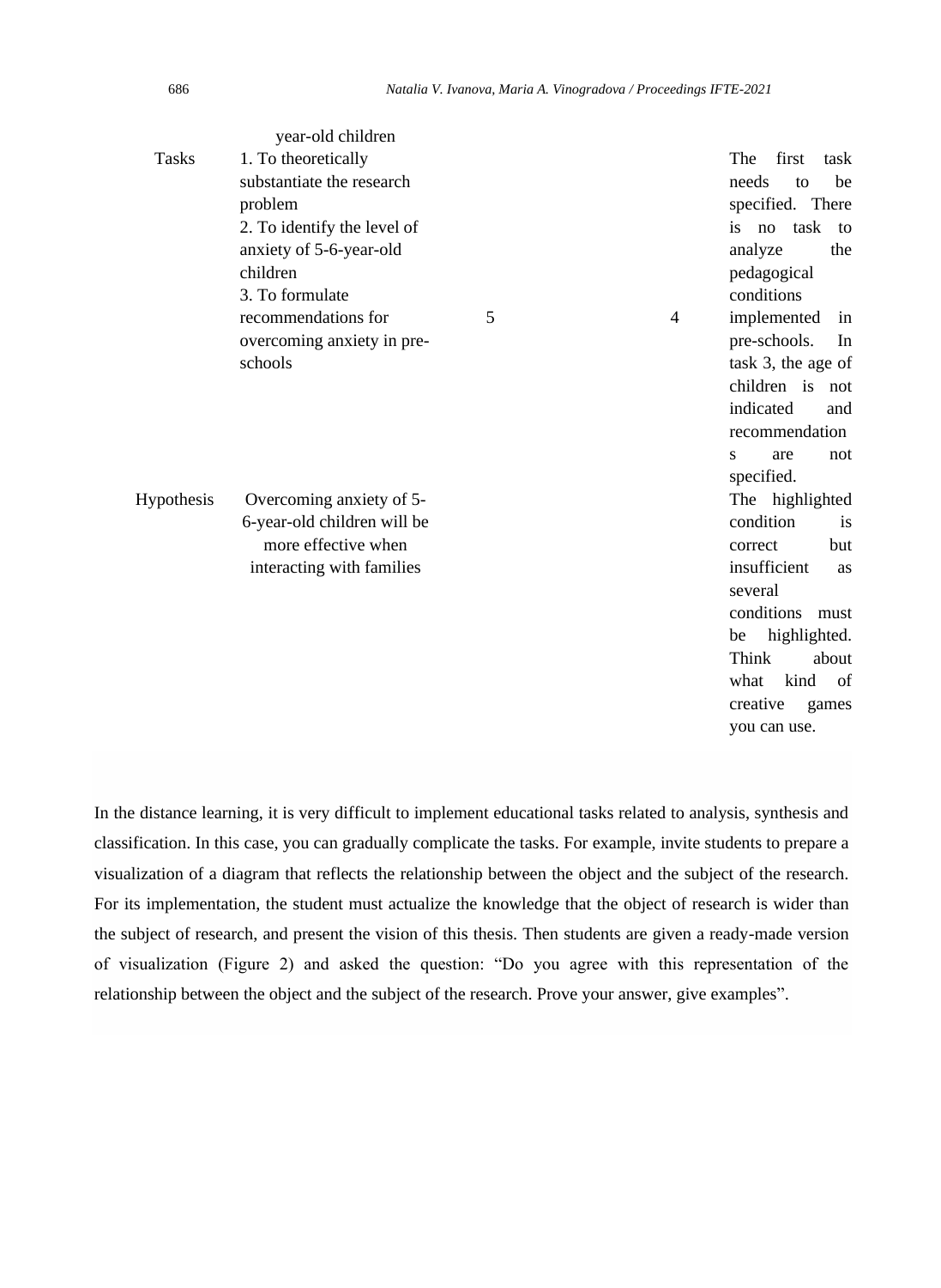| | year-old children | | | |
|---|---|---|---|---|
| Tasks | 1. To theoretically substantiate the research problem<br>2. To identify the level of anxiety of 5-6-year-old children<br>3. To formulate recommendations for overcoming anxiety in pre-schools | 5 | 4 | The first task needs to be specified. There is no task to analyze the pedagogical conditions implemented in pre-schools. In task 3, the age of children is not indicated and recommendations are not specified. |
| Hypothesis | Overcoming anxiety of 5-6-year-old children will be more effective when interacting with families | | | The highlighted condition is correct but insufficient as several conditions must be highlighted. Think about what kind of creative games you can use. |

In the distance learning, it is very difficult to implement educational tasks related to analysis, synthesis and classification. In this case, you can gradually complicate the tasks. For example, invite students to prepare a visualization of a diagram that reflects the relationship between the object and the subject of the research. For its implementation, the student must actualize the knowledge that the object of research is wider than the subject of research, and present the vision of this thesis. Then students are given a ready-made version of visualization (Figure 2) and asked the question: "Do you agree with this representation of the relationship between the object and the subject of the research. Prove your answer, give examples".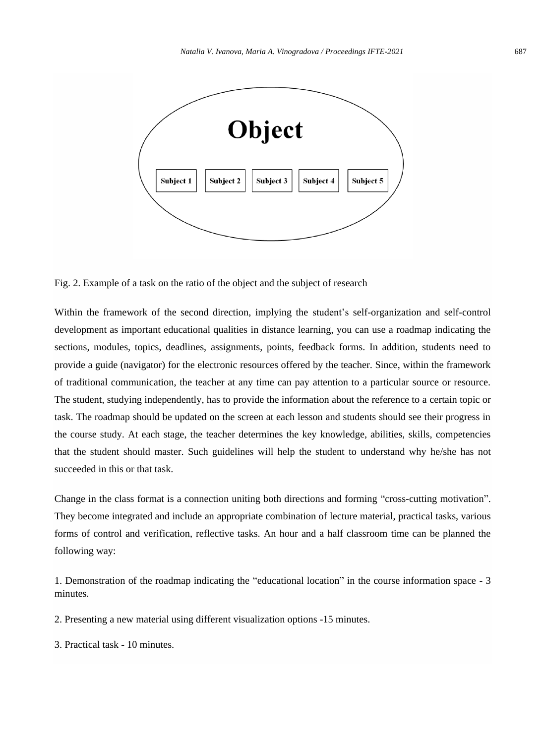Object

Subject 1 | Subject 2 | Subject 3 | Subject 4 | Subject 5

Fig. 2. Example of a task on the ratio of the object and the subject of research

Within the framework of the second direction, implying the student's self-organization and self-control development as important educational qualities in distance learning, you can use a roadmap indicating the sections, modules, topics, deadlines, assignments, points, feedback forms. In addition, students need to provide a guide (navigator) for the electronic resources offered by the teacher. Since, within the framework of traditional communication, the teacher at any time can pay attention to a particular source or resource. The student, studying independently, has to provide the information about the reference to a certain topic or task. The roadmap should be updated on the screen at each lesson and students should see their progress in the course study. At each stage, the teacher determines the key knowledge, abilities, skills, competencies that the student should master. Such guidelines will help the student to understand why he/she has not succeeded in this or that task.

Change in the class format is a connection uniting both directions and forming "cross-cutting motivation". They become integrated and include an appropriate combination of lecture material, practical tasks, various forms of control and verification, reflective tasks. An hour and a half classroom time can be planned the following way:

1. Demonstration of the roadmap indicating the "educational location" in the course information space - 3 minutes.

2. Presenting a new material using different visualization options -15 minutes.

3. Practical task - 10 minutes.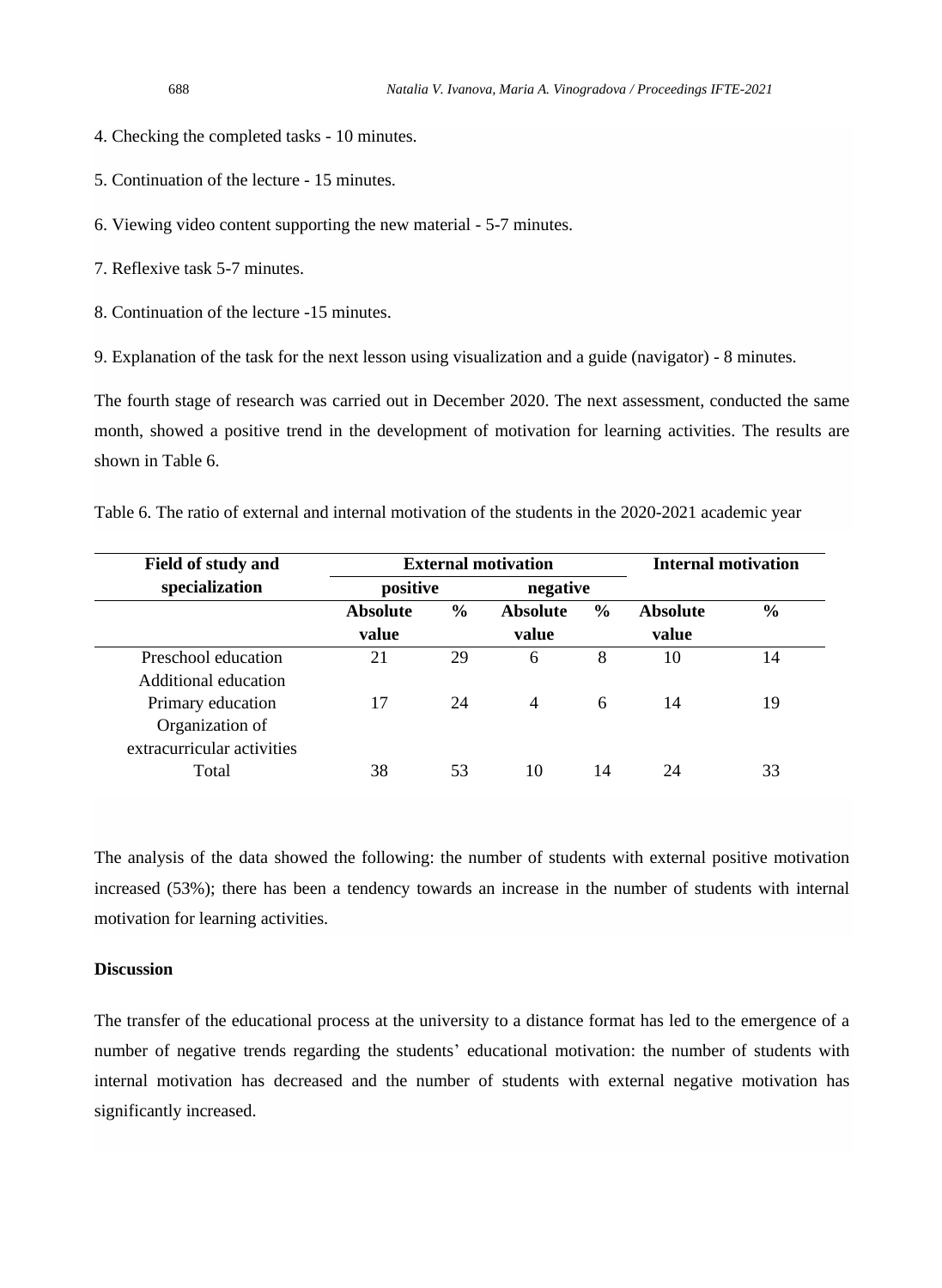4. Checking the completed tasks - 10 minutes.

5. Continuation of the lecture - 15 minutes.

6. Viewing video content supporting the new material - 5-7 minutes.

7. Reflexive task 5-7 minutes.

8. Continuation of the lecture -15 minutes.

9. Explanation of the task for the next lesson using visualization and a guide (navigator) - 8 minutes.

The fourth stage of research was carried out in December 2020. The next assessment, conducted the same month, showed a positive trend in the development of motivation for learning activities. The results are shown in Table 6.

Table 6. The ratio of external and internal motivation of the students in the 2020-2021 academic year

| Field of study and specialization | External motivation | | | | Internal motivation | |
|---|---|---|---|---|---|---|
| | positive | | negative | | | |
| | Absolute value | % | Absolute value | % | Absolute value | % |
| Preschool education<br>Additional education | 21 | 29 | 6 | 8 | 10 | 14 |
| Primary education<br>Organization of extracurricular activities | 17 | 24 | 4 | 6 | 14 | 19 |
| Total | 38 | 53 | 10 | 14 | 24 | 33 |

The analysis of the data showed the following: the number of students with external positive motivation increased (53%); there has been a tendency towards an increase in the number of students with internal motivation for learning activities.

**Discussion**

The transfer of the educational process at the university to a distance format has led to the emergence of a number of negative trends regarding the students' educational motivation: the number of students with internal motivation has decreased and the number of students with external negative motivation has significantly increased.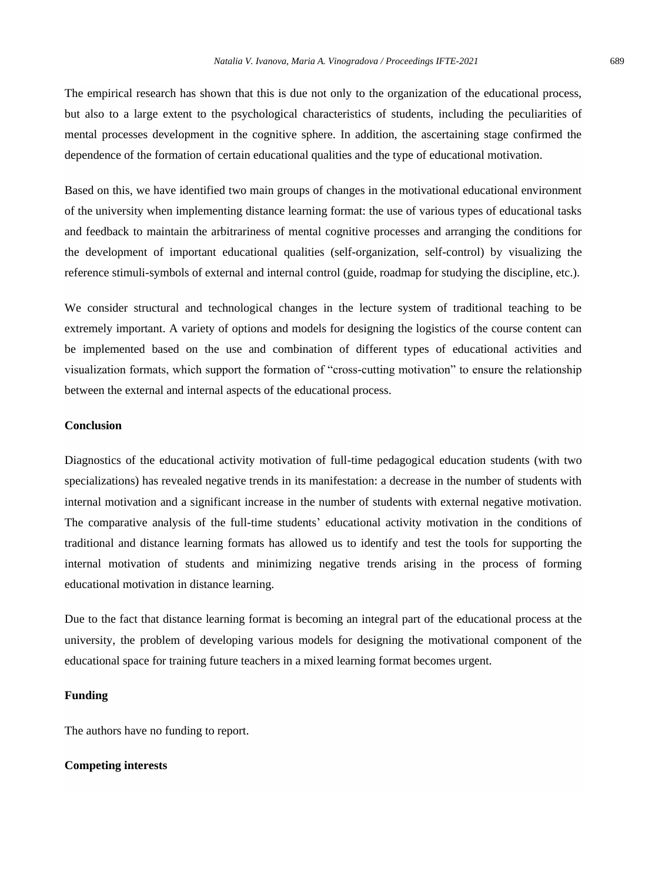The empirical research has shown that this is due not only to the organization of the educational process, but also to a large extent to the psychological characteristics of students, including the peculiarities of mental processes development in the cognitive sphere. In addition, the ascertaining stage confirmed the dependence of the formation of certain educational qualities and the type of educational motivation.

Based on this, we have identified two main groups of changes in the motivational educational environment of the university when implementing distance learning format: the use of various types of educational tasks and feedback to maintain the arbitrariness of mental cognitive processes and arranging the conditions for the development of important educational qualities (self-organization, self-control) by visualizing the reference stimuli-symbols of external and internal control (guide, roadmap for studying the discipline, etc.).

We consider structural and technological changes in the lecture system of traditional teaching to be extremely important. A variety of options and models for designing the logistics of the course content can be implemented based on the use and combination of different types of educational activities and visualization formats, which support the formation of "cross-cutting motivation" to ensure the relationship between the external and internal aspects of the educational process.

## Conclusion

Diagnostics of the educational activity motivation of full-time pedagogical education students (with two specializations) has revealed negative trends in its manifestation: a decrease in the number of students with internal motivation and a significant increase in the number of students with external negative motivation. The comparative analysis of the full-time students' educational activity motivation in the conditions of traditional and distance learning formats has allowed us to identify and test the tools for supporting the internal motivation of students and minimizing negative trends arising in the process of forming educational motivation in distance learning.

Due to the fact that distance learning format is becoming an integral part of the educational process at the university, the problem of developing various models for designing the motivational component of the educational space for training future teachers in a mixed learning format becomes urgent.

## Funding

The authors have no funding to report.

## Competing interests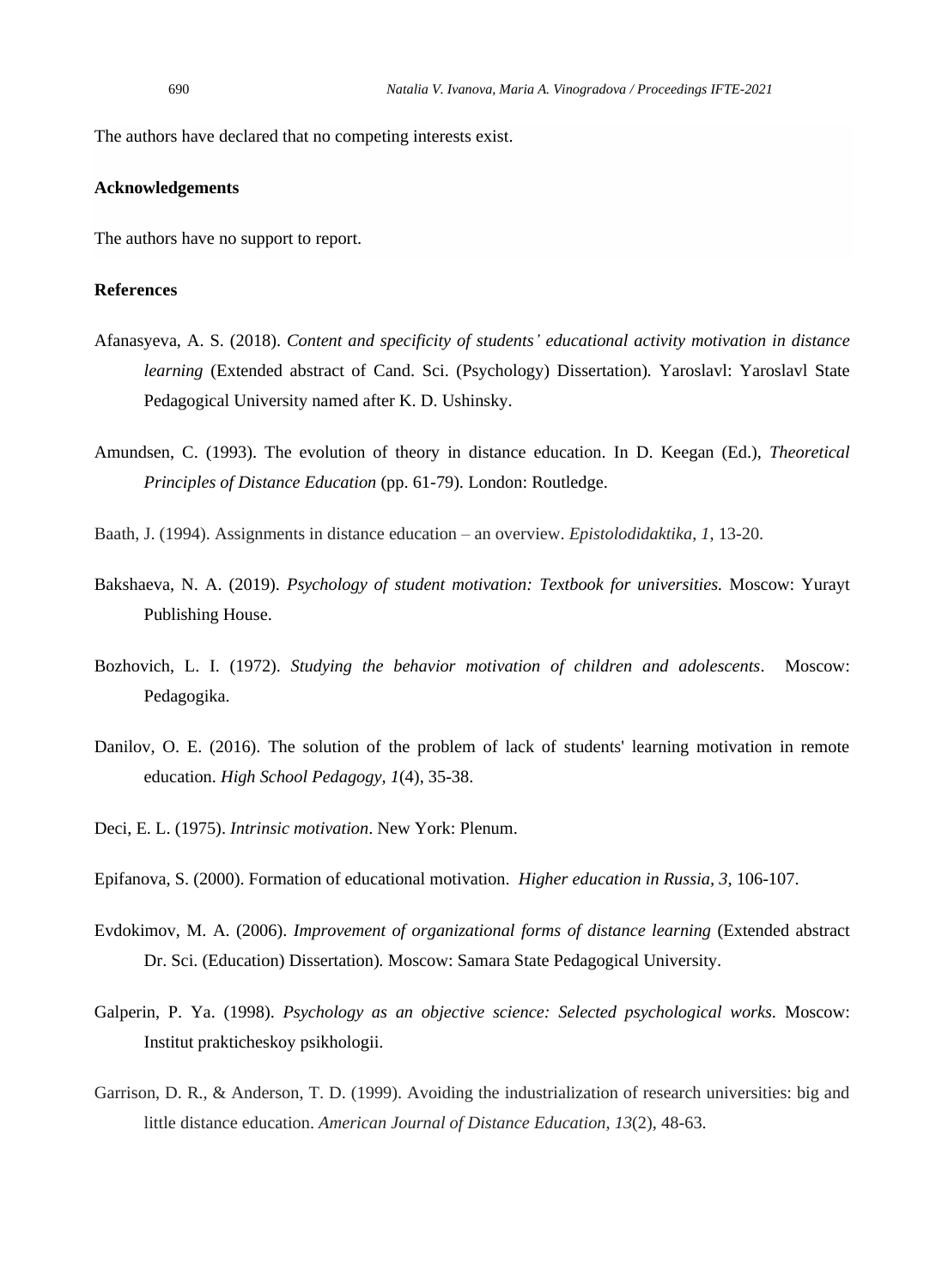The authors have declared that no competing interests exist.

**Acknowledgements**

The authors have no support to report.

**References**

Afanasyeva, A. S. (2018). *Content and specificity of students' educational activity motivation in distance learning* (Extended abstract of Cand. Sci. (Psychology) Dissertation). Yaroslavl: Yaroslavl State Pedagogical University named after K. D. Ushinsky.

Amundsen, C. (1993). The evolution of theory in distance education. In D. Keegan (Ed.), *Theoretical Principles of Distance Education* (pp. 61-79). London: Routledge.

Baath, J. (1994). Assignments in distance education – an overview. *Epistolodidaktika*, *1*, 13-20.

Bakshaeva, N. A. (2019). *Psychology of student motivation: Textbook for universities.* Moscow: Yurayt Publishing House.

Bozhovich, L. I. (1972). *Studying the behavior motivation of children and adolescents*. Moscow: Pedagogika.

Danilov, O. E. (2016). The solution of the problem of lack of students' learning motivation in remote education. *High School Pedagogy, 1*(4), 35-38.

Deci, E. L. (1975). *Intrinsic motivation*. New York: Plenum.

Epifanova, S. (2000). Formation of educational motivation. *Higher education in Russia, 3*, 106-107.

Evdokimov, M. A. (2006). *Improvement of organizational forms of distance learning* (Extended abstract Dr. Sci. (Education) Dissertation). Moscow: Samara State Pedagogical University.

Galperin, P. Ya. (1998). *Psychology as an objective science: Selected psychological works.* Moscow: Institut prakticheskoy psikhologii.

Garrison, D. R., & Anderson, T. D. (1999). Avoiding the industrialization of research universities: big and little distance education. *American Journal of Distance Education, 13*(2), 48-63.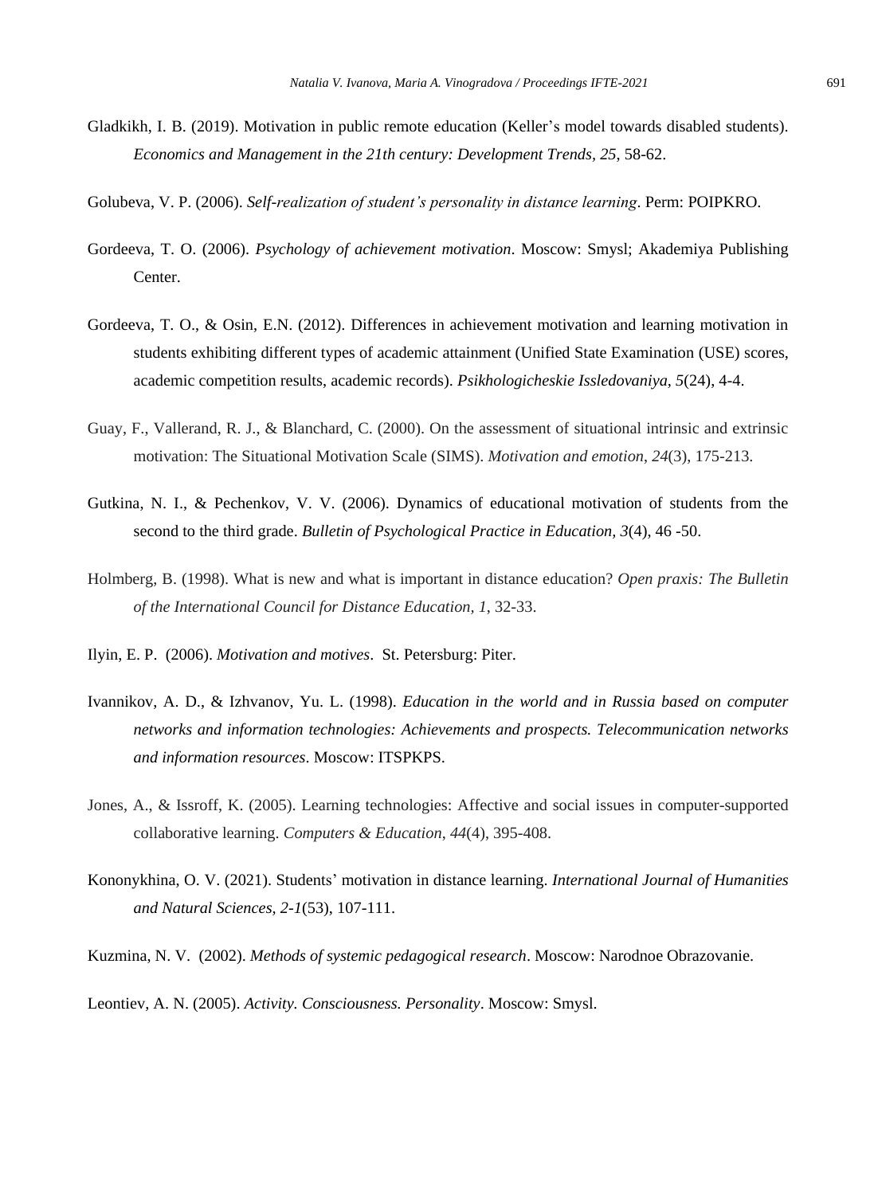Gladkikh, I. B. (2019). Motivation in public remote education (Keller's model towards disabled students). *Economics and Management in the 21th century: Development Trends, 25*, 58-62.

Golubeva, V. P. (2006). *Self-realization of student's personality in distance learning*. Perm: POIPKRO.

Gordeeva, T. O. (2006). *Psychology of achievement motivation*. Moscow: Smysl; Akademiya Publishing Center.

Gordeeva, T. O., & Osin, E.N. (2012). Differences in achievement motivation and learning motivation in students exhibiting different types of academic attainment (Unified State Examination (USE) scores, academic competition results, academic records). *Psikhologicheskie Issledovaniya, 5*(24), 4-4.

Guay, F., Vallerand, R. J., & Blanchard, C. (2000). On the assessment of situational intrinsic and extrinsic motivation: The Situational Motivation Scale (SIMS). *Motivation and emotion*, *24*(3), 175-213.

Gutkina, N. I., & Pechenkov, V. V. (2006). Dynamics of educational motivation of students from the second to the third grade. *Bulletin of Psychological Practice in Education, 3*(4), 46 -50.

Holmberg, B. (1998). What is new and what is important in distance education? *Open praxis: The Bulletin of the International Council for Distance Education, 1*, 32-33.

Ilyin, E. P. (2006). *Motivation and motives*. St. Petersburg: Piter.

Ivannikov, A. D., & Izhvanov, Yu. L. (1998). *Education in the world and in Russia based on computer networks and information technologies: Achievements and prospects. Telecommunication networks and information resources*. Moscow: ITSPKPS.

Jones, A., & Issroff, K. (2005). Learning technologies: Affective and social issues in computer-supported collaborative learning. *Computers & Education*, *44*(4), 395-408.

Kononykhina, O. V. (2021). Students' motivation in distance learning. *International Journal of Humanities and Natural Sciences, 2-1*(53), 107-111.

Kuzmina, N. V. (2002). *Methods of systemic pedagogical research*. Moscow: Narodnoe Obrazovanie.

Leontiev, A. N. (2005). *Activity. Consciousness. Personality*. Moscow: Smysl.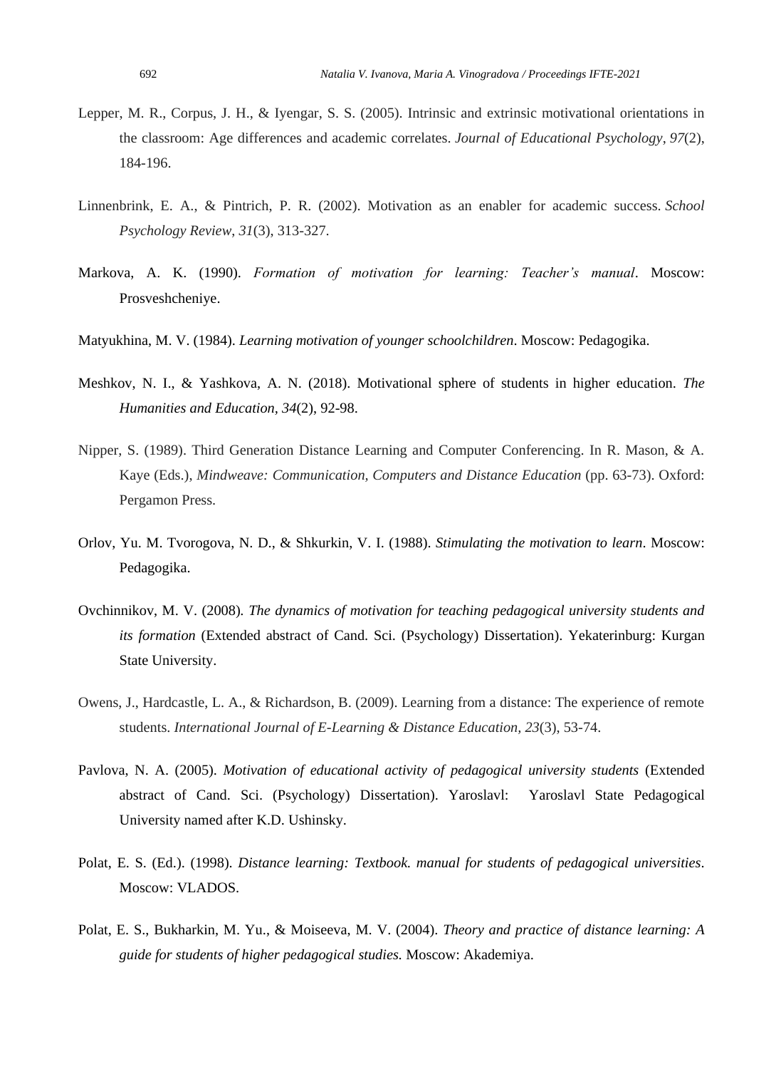Lepper, M. R., Corpus, J. H., & Iyengar, S. S. (2005). Intrinsic and extrinsic motivational orientations in the classroom: Age differences and academic correlates. *Journal of Educational Psychology*, *97*(2), 184-196.

Linnenbrink, E. A., & Pintrich, P. R. (2002). Motivation as an enabler for academic success. *School Psychology Review*, *31*(3), 313-327.

Markova, A. K. (1990). *Formation of motivation for learning: Teacher's manual*. Moscow: Prosveshcheniye.

Matyukhina, M. V. (1984). *Learning motivation of younger schoolchildren*. Moscow: Pedagogika.

Meshkov, N. I., & Yashkova, A. N. (2018). Motivational sphere of students in higher education. *The Humanities and Education, 34*(2), 92-98.

Nipper, S. (1989). Third Generation Distance Learning and Computer Conferencing. In R. Mason, & A. Kaye (Eds.), *Mindweave: Communication, Computers and Distance Education* (pp. 63-73). Oxford: Pergamon Press.

Orlov, Yu. M. Tvorogova, N. D., & Shkurkin, V. I. (1988). *Stimulating the motivation to learn*. Moscow: Pedagogika.

Ovchinnikov, M. V. (2008)*. The dynamics of motivation for teaching pedagogical university students and its formation* (Extended abstract of Cand. Sci. (Psychology) Dissertation). Yekaterinburg: Kurgan State University.

Owens, J., Hardcastle, L. A., & Richardson, B. (2009). Learning from a distance: The experience of remote students. *International Journal of E-Learning & Distance Education, 23*(3), 53-74.

Pavlova, N. A. (2005). *Motivation of educational activity of pedagogical university students* (Extended abstract of Cand. Sci. (Psychology) Dissertation). Yaroslavl: Yaroslavl State Pedagogical University named after K.D. Ushinsky.

Polat, E. S. (Ed.). (1998). *Distance learning: Textbook. manual for students of pedagogical universities*. Moscow: VLADOS.

Polat, E. S., Bukharkin, M. Yu., & Moiseeva, M. V. (2004). *Theory and practice of distance learning: A guide for students of higher pedagogical studies.* Moscow: Akademiya.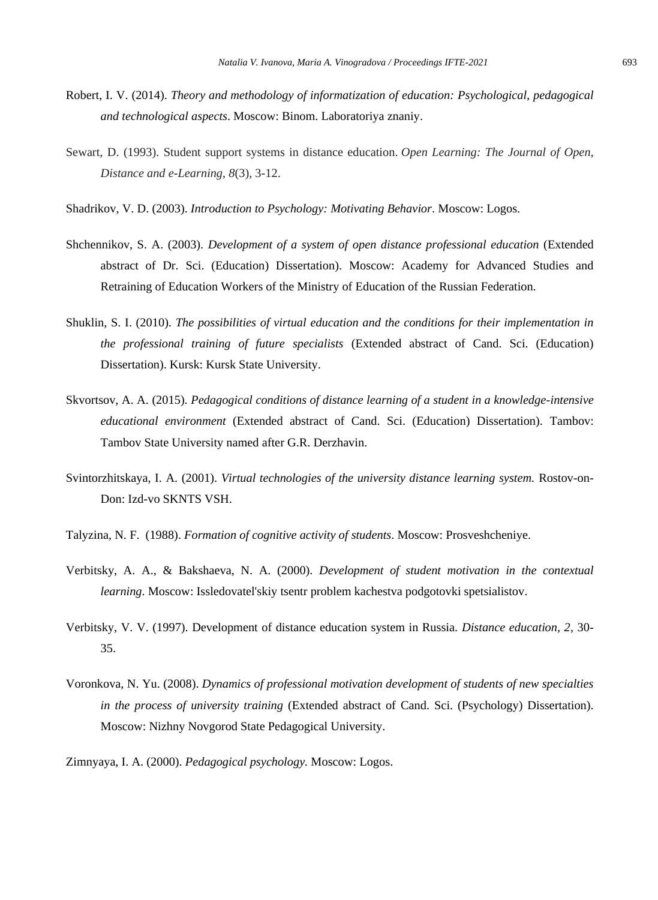Robert, I. V. (2014). *Theory and methodology of informatization of education: Psychological, pedagogical and technological aspects*. Moscow: Binom. Laboratoriya znaniy.

Sewart, D. (1993). Student support systems in distance education. *Open Learning: The Journal of Open, Distance and e-Learning*, *8*(3), 3-12.

Shadrikov, V. D. (2003). *Introduction to Psychology: Motivating Behavior*. Moscow: Logos.

Shchennikov, S. A. (2003). *Development of a system of open distance professional education* (Extended abstract of Dr. Sci. (Education) Dissertation). Moscow: Academy for Advanced Studies and Retraining of Education Workers of the Ministry of Education of the Russian Federation.

Shuklin, S. I. (2010). *The possibilities of virtual education and the conditions for their implementation in the professional training of future specialists* (Extended abstract of Cand. Sci. (Education) Dissertation). Kursk: Kursk State University.

Skvortsov, A. A. (2015). *Pedagogical conditions of distance learning of a student in a knowledge-intensive educational environment* (Extended abstract of Cand. Sci. (Education) Dissertation). Tambov: Tambov State University named after G.R. Derzhavin.

Svintorzhitskaya, I. A. (2001). *Virtual technologies of the university distance learning system.* Rostov-on-Don: Izd-vo SKNTS VSH.

Talyzina, N. F. (1988). *Formation of cognitive activity of students*. Moscow: Prosveshcheniye.

Verbitsky, A. A., & Bakshaeva, N. A. (2000). *Development of student motivation in the contextual learning*. Moscow: Issledovatel'skiy tsentr problem kachestva podgotovki spetsialistov.

Verbitsky, V. V. (1997). Development of distance education system in Russia. *Distance education*, *2*, 30-35.

Voronkova, N. Yu. (2008). *Dynamics of professional motivation development of students of new specialties in the process of university training* (Extended abstract of Cand. Sci. (Psychology) Dissertation). Moscow: Nizhny Novgorod State Pedagogical University.

Zimnyaya, I. A. (2000). *Pedagogical psychology.* Moscow: Logos.